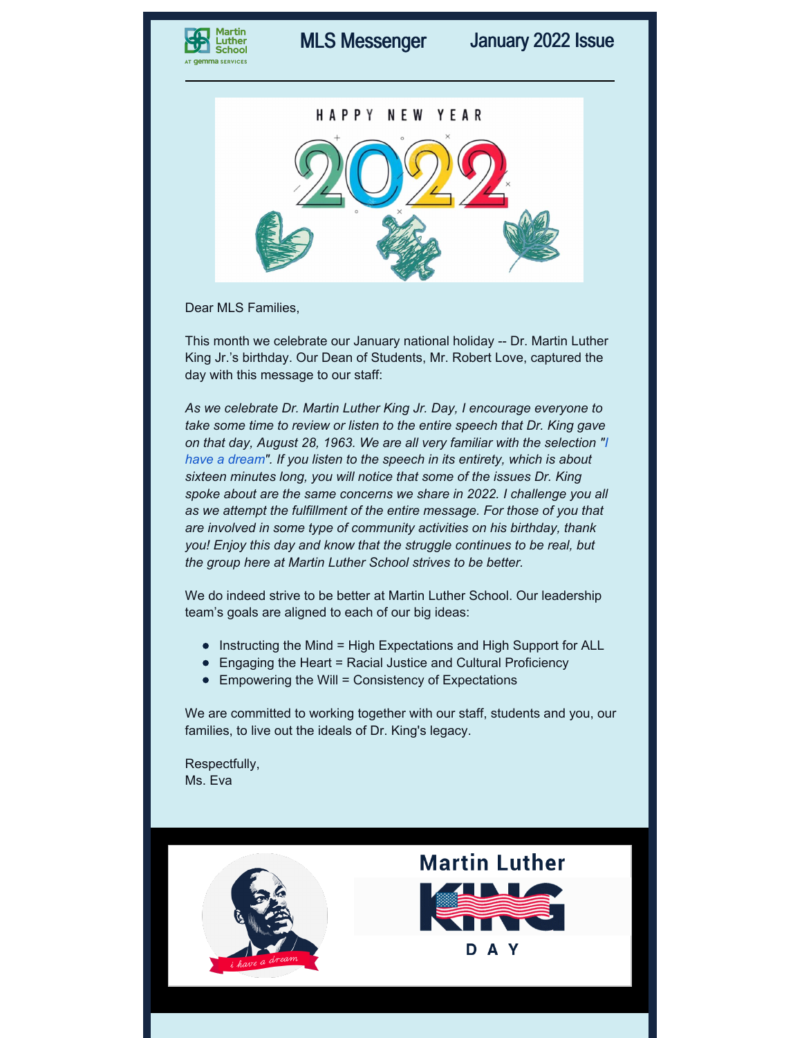# MLS Messenger

## January 2022 Issue

Dear MLS Families,

This month we celebrate our January national holiday -- Dr. Martin Luther King Jr.'s birthday. Our Dean of Students, Mr. Robert Love, captured the day with this message to our staff:

*As we celebrate Dr. Martin Luther King Jr. Day, I encourage everyone to take some time to review or listen to the entire speech that Dr. King gave on that day, August 28, 1963. We are all very familiar with the selection "I have a dream". If you listen to the speech in its entirety, which is about sixteen minutes long, you will notice that some of the issues Dr. King spoke about are the same concerns we share in 2022. I challenge you all as we attempt the fulfillment of the entire message. For those of you that are involved in some type of community activities on his birthday, thank you! Enjoy this day and know that the struggle continues to be real, but the group here at Martin Luther School strives to be better.*

We do indeed strive to be better at Martin Luther School. Our leadership team's goals are aligned to each of our big ideas:

- Instructing the Mind = High Expectations and High Support for ALL
- Engaging the Heart = Racial Justice and Cultural Proficiency
- Empowering the Will = Consistency of Expectations

We are committed to working together with our staff, students and you, our families, to live out the ideals of Dr. King's legacy.

Respectfully,
Ms. Eva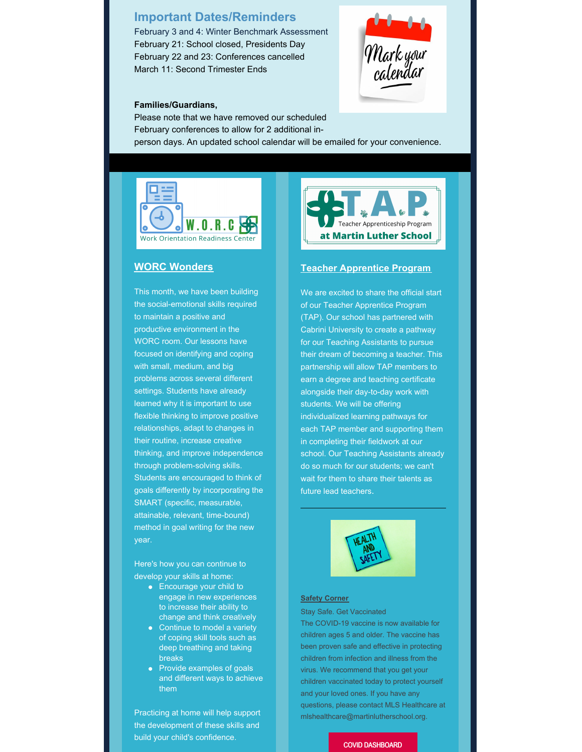## Important Dates/Reminders

February 3 and 4: Winter Benchmark Assessment
February 21: School closed, Presidents Day
February 22 and 23: Conferences cancelled
March 11: Second Trimester Ends

**Families/Guardians,**
Please note that we have removed our scheduled February conferences to allow for 2 additional in-person days. An updated school calendar will be emailed for your convenience.

## WORC Wonders

This month, we have been building the social-emotional skills required to maintain a positive and productive environment in the WORC room. Our lessons have focused on identifying and coping with small, medium, and big problems across several different settings. Students have already learned why it is important to use flexible thinking to improve positive relationships, adapt to changes in their routine, increase creative thinking, and improve independence through problem-solving skills. Students are encouraged to think of goals differently by incorporating the SMART (specific, measurable, attainable, relevant, time-bound) method in goal writing for the new year.

Here's how you can continue to develop your skills at home:

- Encourage your child to engage in new experiences to increase their ability to change and think creatively
- Continue to model a variety of coping skill tools such as deep breathing and taking breaks
- Provide examples of goals and different ways to achieve them

Practicing at home will help support the development of these skills and build your child's confidence.

## Teacher Apprentice Program

We are excited to share the official start of our Teacher Apprentice Program (TAP). Our school has partnered with Cabrini University to create a pathway for our Teaching Assistants to pursue their dream of becoming a teacher. This partnership will allow TAP members to earn a degree and teaching certificate alongside their day-to-day work with students. We will be offering individualized learning pathways for each TAP member and supporting them in completing their fieldwork at our school. Our Teaching Assistants already do so much for our students; we can't wait for them to share their talents as future lead teachers.

### Safety Corner

Stay Safe. Get Vaccinated
The COVID-19 vaccine is now available for children ages 5 and older. The vaccine has been proven safe and effective in protecting children from infection and illness from the virus. We recommend that you get your children vaccinated today to protect yourself and your loved ones. If you have any questions, please contact MLS Healthcare at mlshealthcare@martinlutherschool.org.

COVID DASHBOARD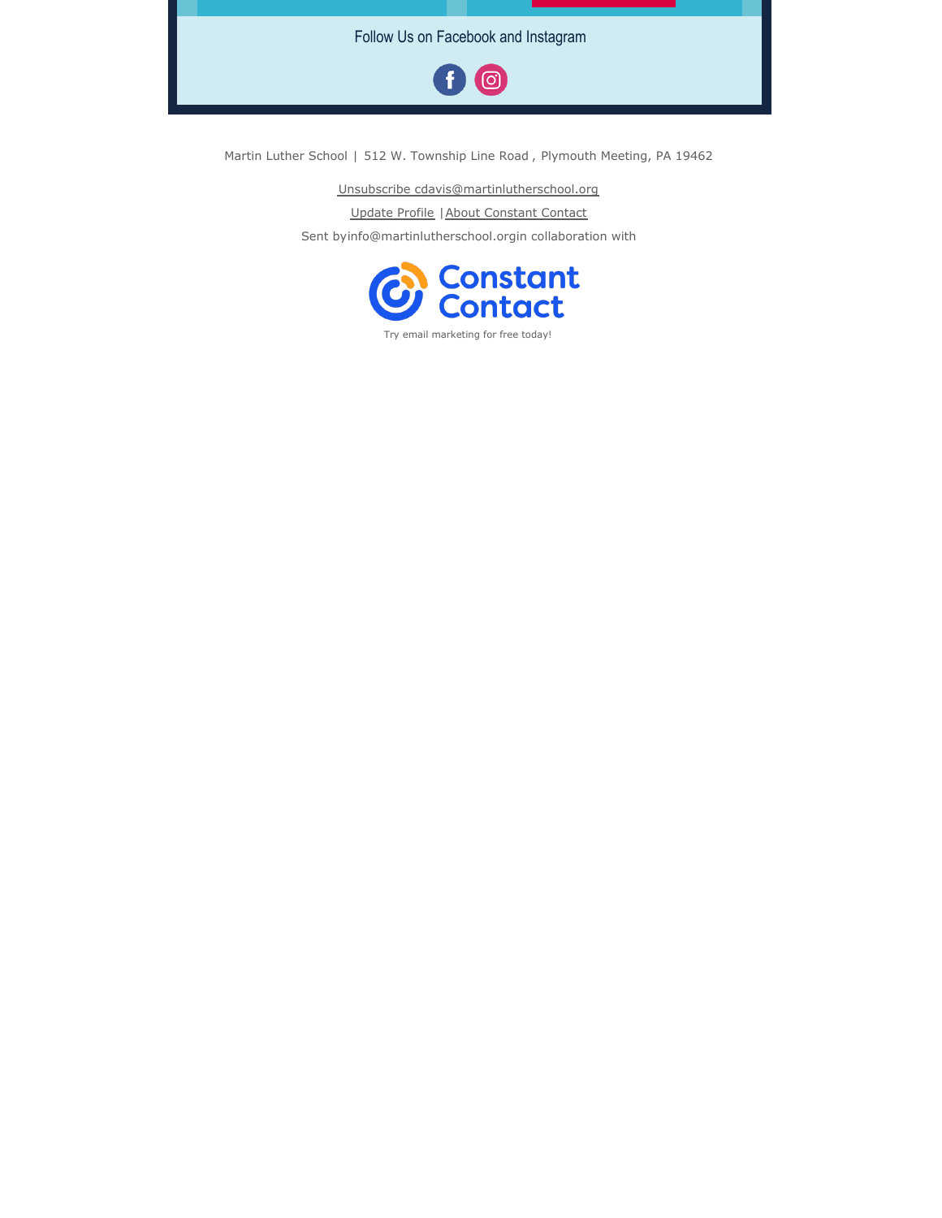Follow Us on Facebook and Instagram

Martin Luther School | 512 W. Township Line Road , Plymouth Meeting, PA 19462

Unsubscribe cdavis@martinlutherschool.org

Update Profile |About Constant Contact

Sent byinfo@martinlutherschool.orgin collaboration with

Constant Contact

Try email marketing for free today!